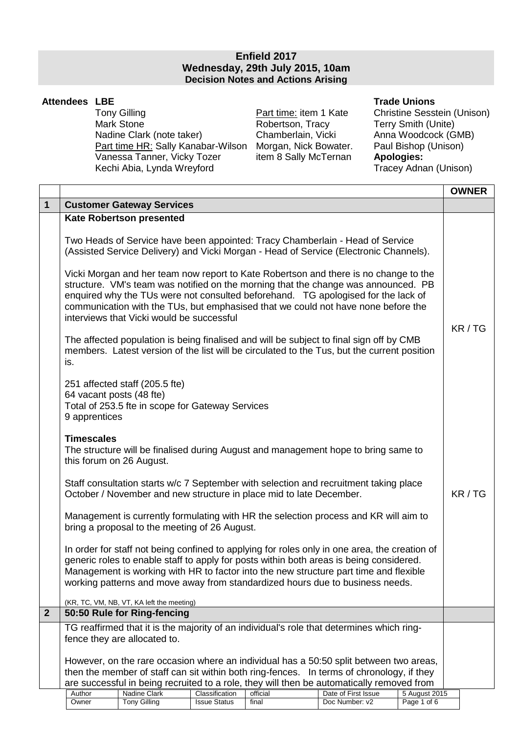**Enfield 2017**
**Wednesday, 29th July 2015, 10am**
**Decision Notes and Actions Arising**

**Attendees LBE**

Tony Gilling
Mark Stone
Nadine Clark (note taker)
Part time HR: Sally Kanabar-Wilson
Vanessa Tanner, Vicky Tozer
Kechi Abia, Lynda Wreyford

Part time: item 1 Kate Robertson, Tracy Chamberlain, Vicki Morgan, Nick Bowater. item 8 Sally McTernan

**Trade Unions**

Christine Sesstein (Unison)
Terry Smith (Unite)
Anna Woodcock (GMB)
Paul Bishop (Unison)

**Apologies:**
Tracey Adnan (Unison)

| | | **OWNER** |
|---|---|---|
| **1** | **Customer Gateway Services** | |
| | **Kate Robertson presented**<br><br>Two Heads of Service have been appointed: Tracy Chamberlain - Head of Service (Assisted Service Delivery) and Vicki Morgan - Head of Service (Electronic Channels).<br><br>Vicki Morgan and her team now report to Kate Robertson and there is no change to the structure. VM's team was notified on the morning that the change was announced. PB enquired why the TUs were not consulted beforehand. TG apologised for the lack of communication with the TUs, but emphasised that we could not have none before the interviews that Vicki would be successful<br><br>The affected population is being finalised and will be subject to final sign off by CMB members. Latest version of the list will be circulated to the Tus, but the current position is.<br><br>251 affected staff (205.5 fte)<br>64 vacant posts (48 fte)<br>Total of 253.5 fte in scope for Gateway Services<br>9 apprentices | KR / TG |
| | **Timescales**<br>The structure will be finalised during August and management hope to bring same to this forum on 26 August.<br><br>Staff consultation starts w/c 7 September with selection and recruitment taking place October / November and new structure in place mid to late December.<br><br>Management is currently formulating with HR the selection process and KR will aim to bring a proposal to the meeting of 26 August.<br><br>In order for staff not being confined to applying for roles only in one area, the creation of generic roles to enable staff to apply for posts within both areas is being considered. Management is working with HR to factor into the new structure part time and flexible working patterns and move away from standardized hours due to business needs.<br><br>(KR, TC, VM, NB, VT, KA left the meeting) | KR / TG |
| **2** | **50:50 Rule for Ring-fencing** | |
| | TG reaffirmed that it is the majority of an individual's role that determines which ring-fence they are allocated to.<br><br>However, on the rare occasion where an individual has a 50:50 split between two areas, then the member of staff can sit within both ring-fences. In terms of chronology, if they are successful in being recruited to a role, they will then be automatically removed from | |

| Author | Nadine Clark | Classification | official | Date of First Issue | 5 August 2015 |
|---|---|---|---|---|---|
| Owner | Tony Gilling | Issue Status | final | Doc Number: v2 | |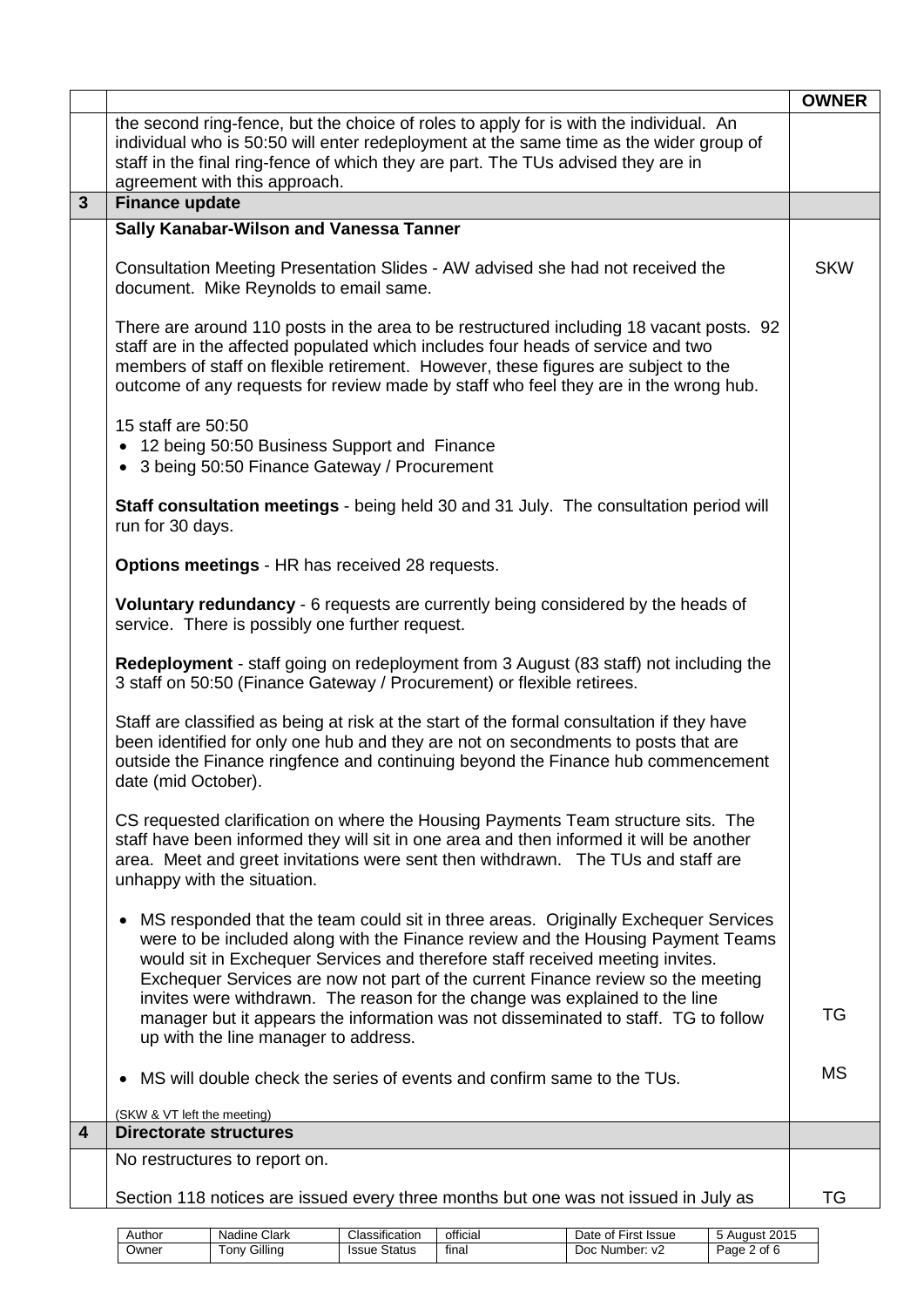| | | OWNER |
|---|---|---|
| | the second ring-fence, but the choice of roles to apply for is with the individual. An individual who is 50:50 will enter redeployment at the same time as the wider group of staff in the final ring-fence of which they are part. The TUs advised they are in agreement with this approach. | |
| **3** | **Finance update** | |
| | **Sally Kanabar-Wilson and Vanessa Tanner**<br><br>Consultation Meeting Presentation Slides - AW advised she had not received the document. Mike Reynolds to email same.<br><br>There are around 110 posts in the area to be restructured including 18 vacant posts. 92 staff are in the affected populated which includes four heads of service and two members of staff on flexible retirement. However, these figures are subject to the outcome of any requests for review made by staff who feel they are in the wrong hub.<br><br>15 staff are 50:50<br>• 12 being 50:50 Business Support and Finance<br>• 3 being 50:50 Finance Gateway / Procurement<br><br>**Staff consultation meetings** - being held 30 and 31 July. The consultation period will run for 30 days.<br><br>**Options meetings** - HR has received 28 requests.<br><br>**Voluntary redundancy** - 6 requests are currently being considered by the heads of service. There is possibly one further request.<br><br>**Redeployment** - staff going on redeployment from 3 August (83 staff) not including the 3 staff on 50:50 (Finance Gateway / Procurement) or flexible retirees.<br><br>Staff are classified as being at risk at the start of the formal consultation if they have been identified for only one hub and they are not on secondments to posts that are outside the Finance ringfence and continuing beyond the Finance hub commencement date (mid October).<br><br>CS requested clarification on where the Housing Payments Team structure sits. The staff have been informed they will sit in one area and then informed it will be another area. Meet and greet invitations were sent then withdrawn. The TUs and staff are unhappy with the situation.<br><br>• MS responded that the team could sit in three areas. Originally Exchequer Services were to be included along with the Finance review and the Housing Payment Teams would sit in Exchequer Services and therefore staff received meeting invites. Exchequer Services are now not part of the current Finance review so the meeting invites were withdrawn. The reason for the change was explained to the line manager but it appears the information was not disseminated to staff. TG to follow up with the line manager to address.<br><br>• MS will double check the series of events and confirm same to the TUs.<br><br>(SKW & VT left the meeting) | SKW<br><br><br><br><br><br><br><br><br><br><br><br><br><br><br><br><br><br><br><br><br><br><br><br><br><br><br>TG<br><br>MS |
| **4** | **Directorate structures** | |
| | No restructures to report on.<br><br>Section 118 notices are issued every three months but one was not issued in July as | TG |

| Author | Nadine Clark | Classification | official | Date of First Issue | 5 August 2015 |
|---|---|---|---|---|---|
| Owner | Tony Gilling | Issue Status | final | Doc Number: v2 | Page 2 of 6 |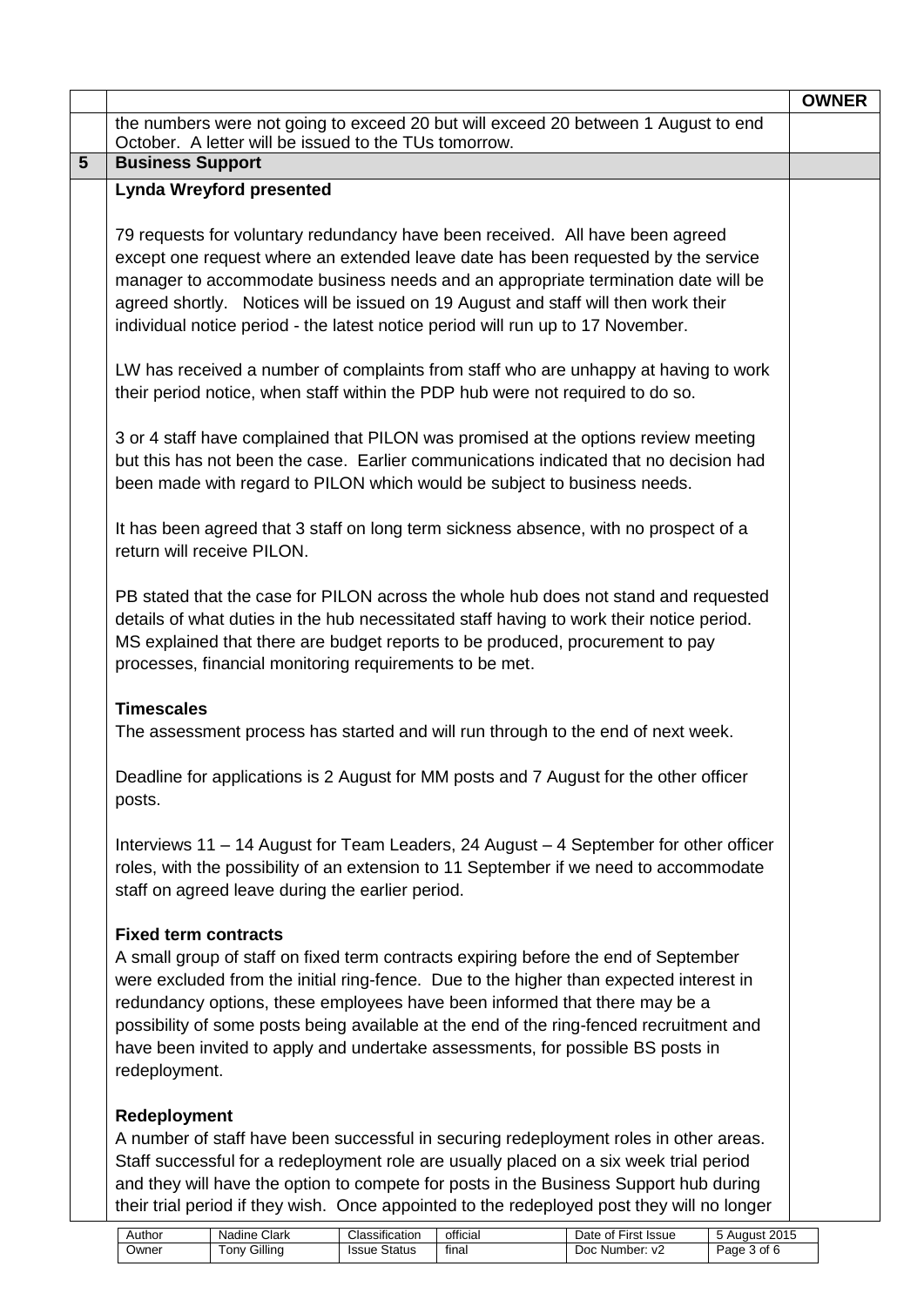| | | OWNER |
|---|---|---|
| | the numbers were not going to exceed 20 but will exceed 20 between 1 August to end October. A letter will be issued to the TUs tomorrow. | |
| **5** | **Business Support** | |
| | **Lynda Wreyford presented**<br><br>79 requests for voluntary redundancy have been received. All have been agreed except one request where an extended leave date has been requested by the service manager to accommodate business needs and an appropriate termination date will be agreed shortly. Notices will be issued on 19 August and staff will then work their individual notice period - the latest notice period will run up to 17 November.<br><br>LW has received a number of complaints from staff who are unhappy at having to work their period notice, when staff within the PDP hub were not required to do so.<br><br>3 or 4 staff have complained that PILON was promised at the options review meeting but this has not been the case. Earlier communications indicated that no decision had been made with regard to PILON which would be subject to business needs.<br><br>It has been agreed that 3 staff on long term sickness absence, with no prospect of a return will receive PILON.<br><br>PB stated that the case for PILON across the whole hub does not stand and requested details of what duties in the hub necessitated staff having to work their notice period. MS explained that there are budget reports to be produced, procurement to pay processes, financial monitoring requirements to be met.<br><br>**Timescales**<br>The assessment process has started and will run through to the end of next week.<br><br>Deadline for applications is 2 August for MM posts and 7 August for the other officer posts.<br><br>Interviews 11 – 14 August for Team Leaders, 24 August – 4 September for other officer roles, with the possibility of an extension to 11 September if we need to accommodate staff on agreed leave during the earlier period.<br><br>**Fixed term contracts**<br>A small group of staff on fixed term contracts expiring before the end of September were excluded from the initial ring-fence. Due to the higher than expected interest in redundancy options, these employees have been informed that there may be a possibility of some posts being available at the end of the ring-fenced recruitment and have been invited to apply and undertake assessments, for possible BS posts in redeployment.<br><br>**Redeployment**<br>A number of staff have been successful in securing redeployment roles in other areas. Staff successful for a redeployment role are usually placed on a six week trial period and they will have the option to compete for posts in the Business Support hub during their trial period if they wish. Once appointed to the redeployed post they will no longer | |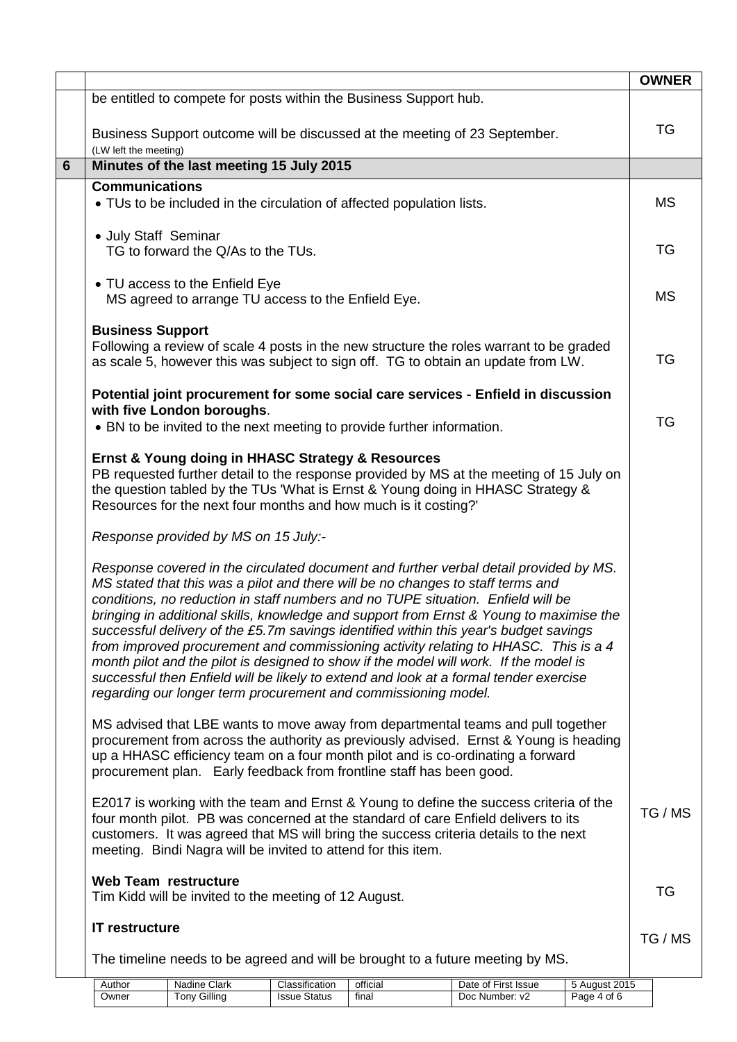| | | OWNER |
|---|---|---|
| | be entitled to compete for posts within the Business Support hub.<br><br>Business Support outcome will be discussed at the meeting of 23 September.<br>(LW left the meeting) | TG |
| **6** | **Minutes of the last meeting 15 July 2015** | |
| | **Communications**<br>• TUs to be included in the circulation of affected population lists. | MS |
| | • July Staff Seminar<br>TG to forward the Q/As to the TUs. | TG |
| | • TU access to the Enfield Eye<br>MS agreed to arrange TU access to the Enfield Eye. | MS |
| | **Business Support**<br>Following a review of scale 4 posts in the new structure the roles warrant to be graded as scale 5, however this was subject to sign off. TG to obtain an update from LW. | TG |
| | **Potential joint procurement for some social care services - Enfield in discussion with five London boroughs**.<br>• BN to be invited to the next meeting to provide further information. | TG |
| | **Ernst & Young doing in HHASC Strategy & Resources**<br>PB requested further detail to the response provided by MS at the meeting of 15 July on the question tabled by the TUs 'What is Ernst & Young doing in HHASC Strategy & Resources for the next four months and how much is it costing?'<br><br>*Response provided by MS on 15 July:-*<br><br>*Response covered in the circulated document and further verbal detail provided by MS. MS stated that this was a pilot and there will be no changes to staff terms and conditions, no reduction in staff numbers and no TUPE situation. Enfield will be bringing in additional skills, knowledge and support from Ernst & Young to maximise the successful delivery of the £5.7m savings identified within this year's budget savings from improved procurement and commissioning activity relating to HHASC. This is a 4 month pilot and the pilot is designed to show if the model will work. If the model is successful then Enfield will be likely to extend and look at a formal tender exercise regarding our longer term procurement and commissioning model.*<br><br>MS advised that LBE wants to move away from departmental teams and pull together procurement from across the authority as previously advised. Ernst & Young is heading up a HHASC efficiency team on a four month pilot and is co-ordinating a forward procurement plan. Early feedback from frontline staff has been good.<br><br>E2017 is working with the team and Ernst & Young to define the success criteria of the four month pilot. PB was concerned at the standard of care Enfield delivers to its customers. It was agreed that MS will bring the success criteria details to the next meeting. Bindi Nagra will be invited to attend for this item. | TG / MS |
| | **Web Team restructure**<br>Tim Kidd will be invited to the meeting of 12 August. | TG |
| | **IT restructure**<br><br>The timeline needs to be agreed and will be brought to a future meeting by MS. | TG / MS |

| Author | Nadine Clark | Classification | official | Date of First Issue | 5 August 2015 |
|---|---|---|---|---|---|
| Owner | Tony Gilling | Issue Status | final | Doc Number: v2 | |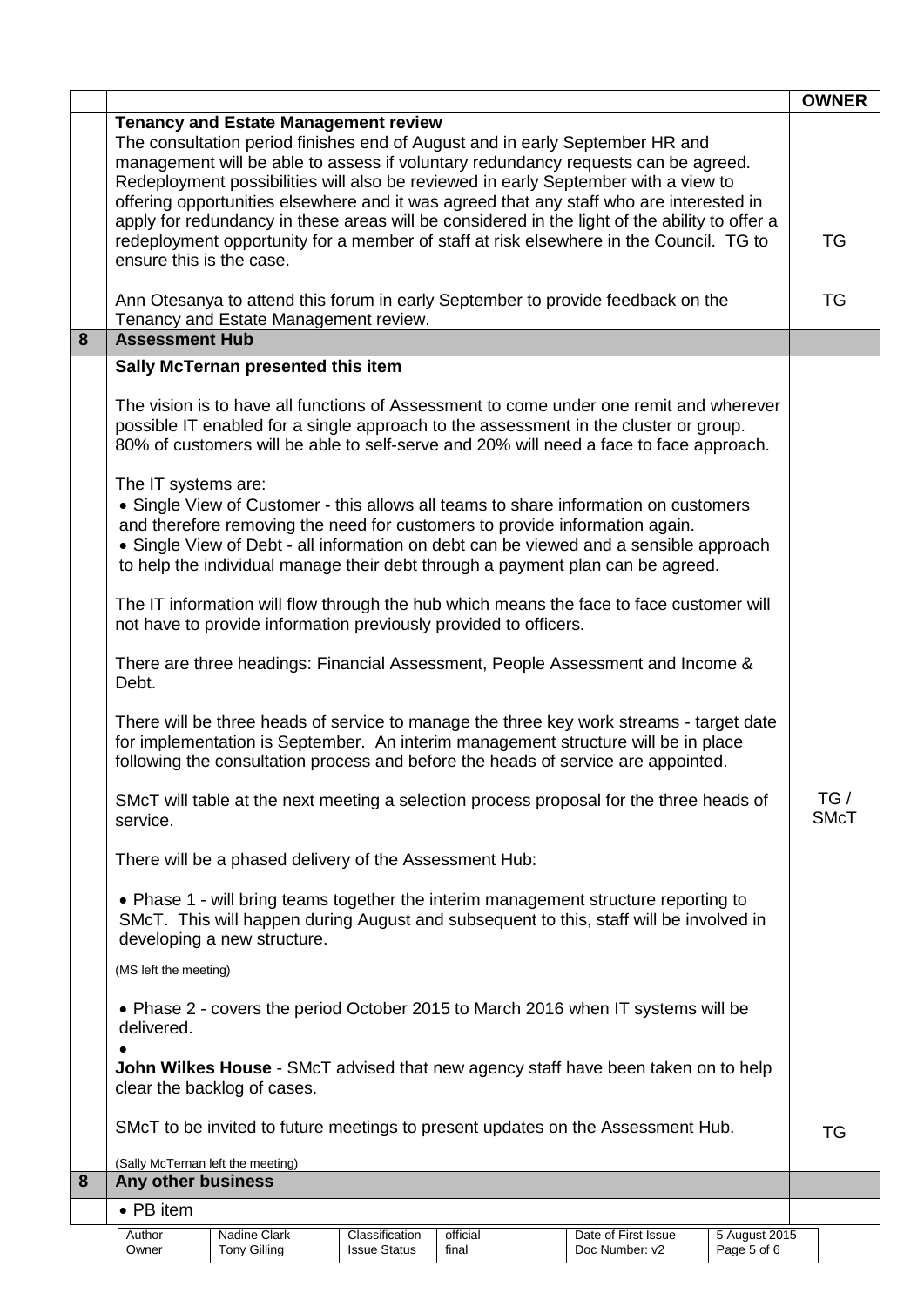| | | OWNER |
|---|---|---|
| | **Tenancy and Estate Management review**<br>The consultation period finishes end of August and in early September HR and management will be able to assess if voluntary redundancy requests can be agreed. Redeployment possibilities will also be reviewed in early September with a view to offering opportunities elsewhere and it was agreed that any staff who are interested in apply for redundancy in these areas will be considered in the light of the ability to offer a redeployment opportunity for a member of staff at risk elsewhere in the Council. TG to ensure this is the case. | TG |
| | Ann Otesanya to attend this forum in early September to provide feedback on the Tenancy and Estate Management review. | TG |
| **8** | **Assessment Hub** | |
| | **Sally McTernan presented this item**<br><br>The vision is to have all functions of Assessment to come under one remit and wherever possible IT enabled for a single approach to the assessment in the cluster or group. 80% of customers will be able to self-serve and 20% will need a face to face approach.<br><br>The IT systems are:<br>• Single View of Customer - this allows all teams to share information on customers and therefore removing the need for customers to provide information again.<br>• Single View of Debt - all information on debt can be viewed and a sensible approach to help the individual manage their debt through a payment plan can be agreed.<br><br>The IT information will flow through the hub which means the face to face customer will not have to provide information previously provided to officers.<br><br>There are three headings: Financial Assessment, People Assessment and Income & Debt.<br><br>There will be three heads of service to manage the three key work streams - target date for implementation is September. An interim management structure will be in place following the consultation process and before the heads of service are appointed. | |
| | SMcT will table at the next meeting a selection process proposal for the three heads of service. | TG / SMcT |
| | There will be a phased delivery of the Assessment Hub:<br><br>• Phase 1 - will bring teams together the interim management structure reporting to SMcT. This will happen during August and subsequent to this, staff will be involved in developing a new structure.<br><br>(MS left the meeting)<br><br>• Phase 2 - covers the period October 2015 to March 2016 when IT systems will be delivered.<br>•<br>**John Wilkes House** - SMcT advised that new agency staff have been taken on to help clear the backlog of cases. | |
| | SMcT to be invited to future meetings to present updates on the Assessment Hub.<br><br>(Sally McTernan left the meeting) | TG |
| **8** | **Any other business** | |
| | • PB item | |

| Author | Nadine Clark | Classification | official | Date of First Issue | 5 August 2015 |
|---|---|---|---|---|---|
| Owner | Tony Gilling | Issue Status | final | Doc Number: v2 | |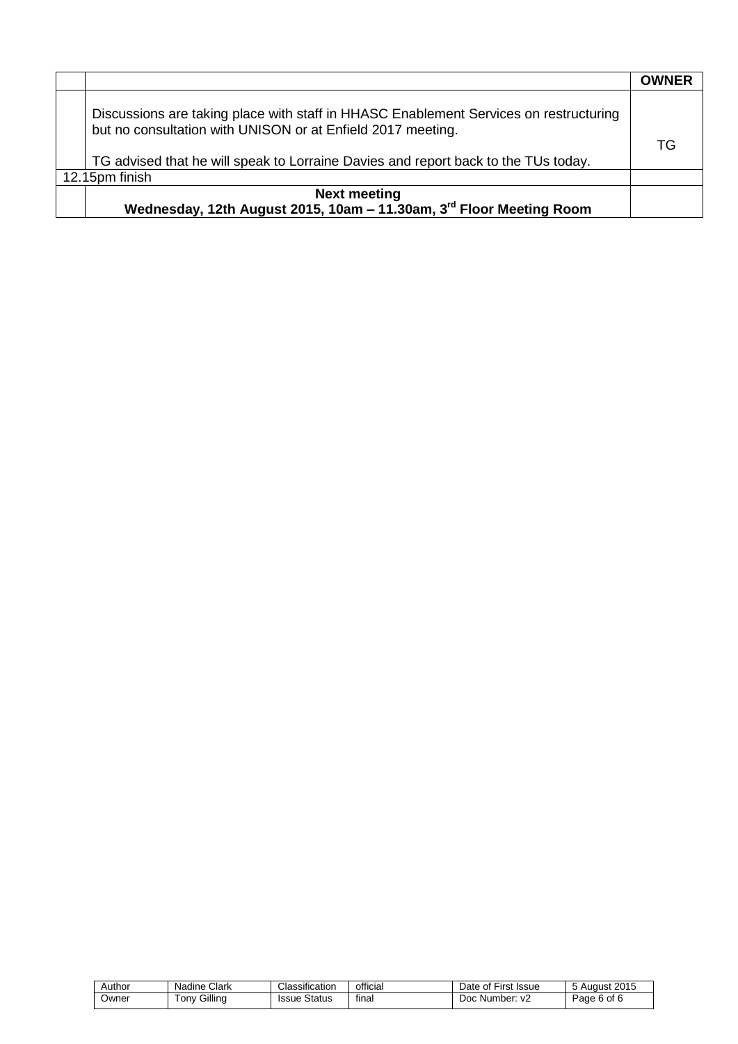| | | OWNER |
|---|---|---|
| | Discussions are taking place with staff in HHASC Enablement Services on restructuring but no consultation with UNISON or at Enfield 2017 meeting.<br><br>TG advised that he will speak to Lorraine Davies and report back to the TUs today. | TG |
| 12.15pm finish | | |
| | **Next meeting**<br>**Wednesday, 12th August 2015, 10am – 11.30am, 3rd Floor Meeting Room** | |

| Author | Nadine Clark | Classification | official | Date of First Issue | 5 August 2015 |
|---|---|---|---|---|---|
| Owner | Tony Gilling | Issue Status | final | Doc Number: v2 | |